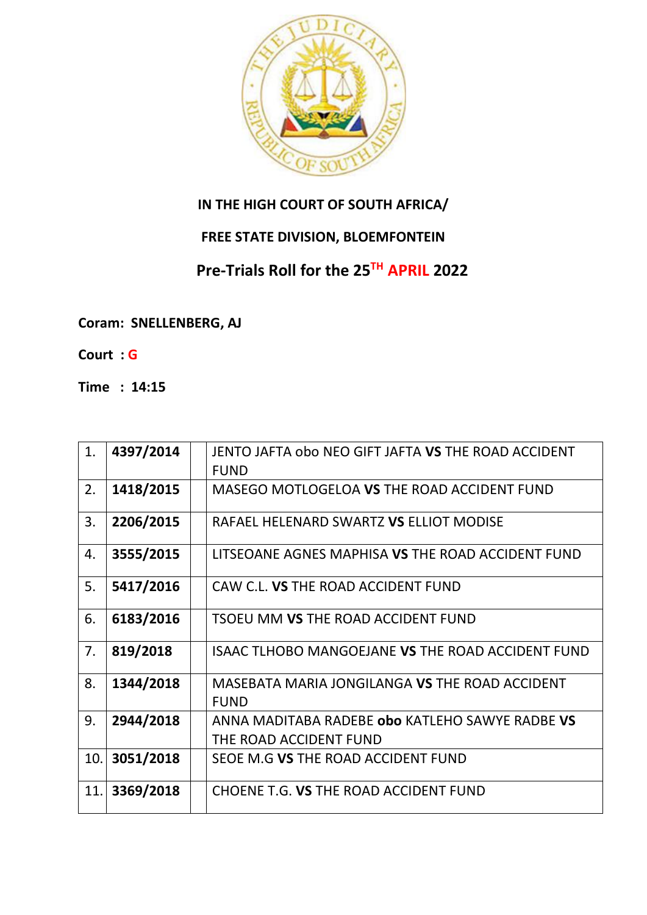**IN THE HIGH COURT OF SOUTH AFRICA/**

**FREE STATE DIVISION, BLOEMFONTEIN**

**Pre-Trials Roll for the 25TH APRIL 2022**

**Coram: SNELLENBERG, AJ**

**Court : G**

**Time : 14:15**

| | | | |
|---|---|---|---|
| 1. | **4397/2014** | | JENTO JAFTA obo NEO GIFT JAFTA **VS** THE ROAD ACCIDENT FUND |
| 2. | **1418/2015** | | MASEGO MOTLOGELOA **VS** THE ROAD ACCIDENT FUND |
| 3. | **2206/2015** | | RAFAEL HELENARD SWARTZ **VS** ELLIOT MODISE |
| 4. | **3555/2015** | | LITSEOANE AGNES MAPHISA **VS** THE ROAD ACCIDENT FUND |
| 5. | **5417/2016** | | CAW C.L. **VS** THE ROAD ACCIDENT FUND |
| 6. | **6183/2016** | | TSOEU MM **VS** THE ROAD ACCIDENT FUND |
| 7. | **819/2018** | | ISAAC TLHOBO MANGOEJANE **VS** THE ROAD ACCIDENT FUND |
| 8. | **1344/2018** | | MASEBATA MARIA JONGILANGA **VS** THE ROAD ACCIDENT FUND |
| 9. | **2944/2018** | | ANNA MADITABA RADEBE **obo** KATLEHO SAWYE RADBE **VS** THE ROAD ACCIDENT FUND |
| 10. | **3051/2018** | | SEOE M.G **VS** THE ROAD ACCIDENT FUND |
| 11. | **3369/2018** | | CHOENE T.G. **VS** THE ROAD ACCIDENT FUND |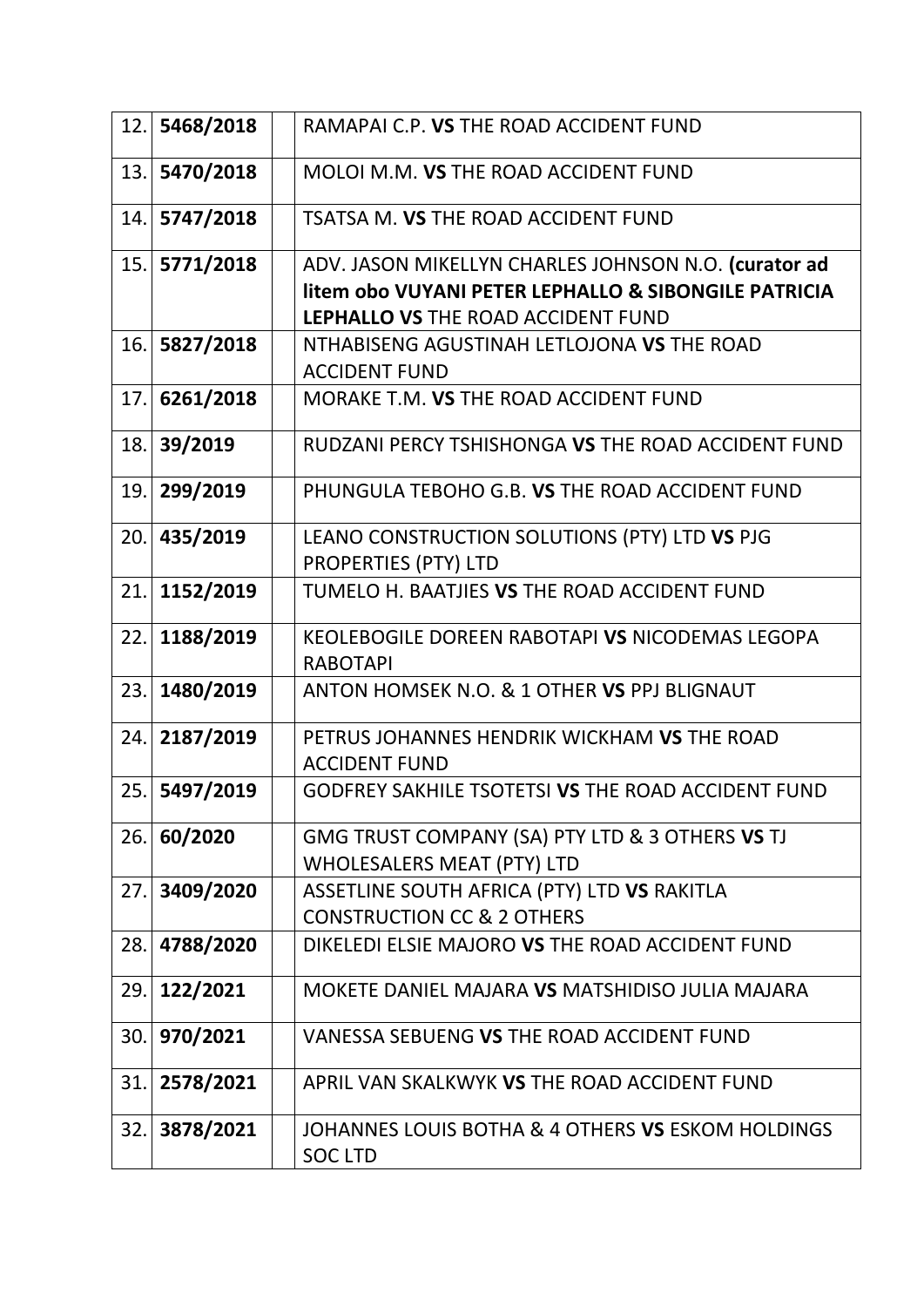| | | | |
|---|---|---|---|
| 12. | **5468/2018** | | RAMAPAI C.P. **VS** THE ROAD ACCIDENT FUND |
| 13. | **5470/2018** | | MOLOI M.M. **VS** THE ROAD ACCIDENT FUND |
| 14. | **5747/2018** | | TSATSA M. **VS** THE ROAD ACCIDENT FUND |
| 15. | **5771/2018** | | ADV. JASON MIKELLYN CHARLES JOHNSON N.O. **(curator ad litem obo VUYANI PETER LEPHALLO & SIBONGILE PATRICIA LEPHALLO VS** THE ROAD ACCIDENT FUND |
| 16. | **5827/2018** | | NTHABISENG AGUSTINAH LETLOJONA **VS** THE ROAD ACCIDENT FUND |
| 17. | **6261/2018** | | MORAKE T.M. **VS** THE ROAD ACCIDENT FUND |
| 18. | **39/2019** | | RUDZANI PERCY TSHISHONGA **VS** THE ROAD ACCIDENT FUND |
| 19. | **299/2019** | | PHUNGULA TEBOHO G.B. **VS** THE ROAD ACCIDENT FUND |
| 20. | **435/2019** | | LEANO CONSTRUCTION SOLUTIONS (PTY) LTD **VS** PJG PROPERTIES (PTY) LTD |
| 21. | **1152/2019** | | TUMELO H. BAATJIES **VS** THE ROAD ACCIDENT FUND |
| 22. | **1188/2019** | | KEOLEBOGILE DOREEN RABOTAPI **VS** NICODEMAS LEGOPA RABOTAPI |
| 23. | **1480/2019** | | ANTON HOMSEK N.O. & 1 OTHER **VS** PPJ BLIGNAUT |
| 24. | **2187/2019** | | PETRUS JOHANNES HENDRIK WICKHAM **VS** THE ROAD ACCIDENT FUND |
| 25. | **5497/2019** | | GODFREY SAKHILE TSOTETSI **VS** THE ROAD ACCIDENT FUND |
| 26. | **60/2020** | | GMG TRUST COMPANY (SA) PTY LTD & 3 OTHERS **VS** TJ WHOLESALERS MEAT (PTY) LTD |
| 27. | **3409/2020** | | ASSETLINE SOUTH AFRICA (PTY) LTD **VS** RAKITLA CONSTRUCTION CC & 2 OTHERS |
| 28. | **4788/2020** | | DIKELEDI ELSIE MAJORO **VS** THE ROAD ACCIDENT FUND |
| 29. | **122/2021** | | MOKETE DANIEL MAJARA **VS** MATSHIDISO JULIA MAJARA |
| 30. | **970/2021** | | VANESSA SEBUENG **VS** THE ROAD ACCIDENT FUND |
| 31. | **2578/2021** | | APRIL VAN SKALKWYK **VS** THE ROAD ACCIDENT FUND |
| 32. | **3878/2021** | | JOHANNES LOUIS BOTHA & 4 OTHERS **VS** ESKOM HOLDINGS SOC LTD |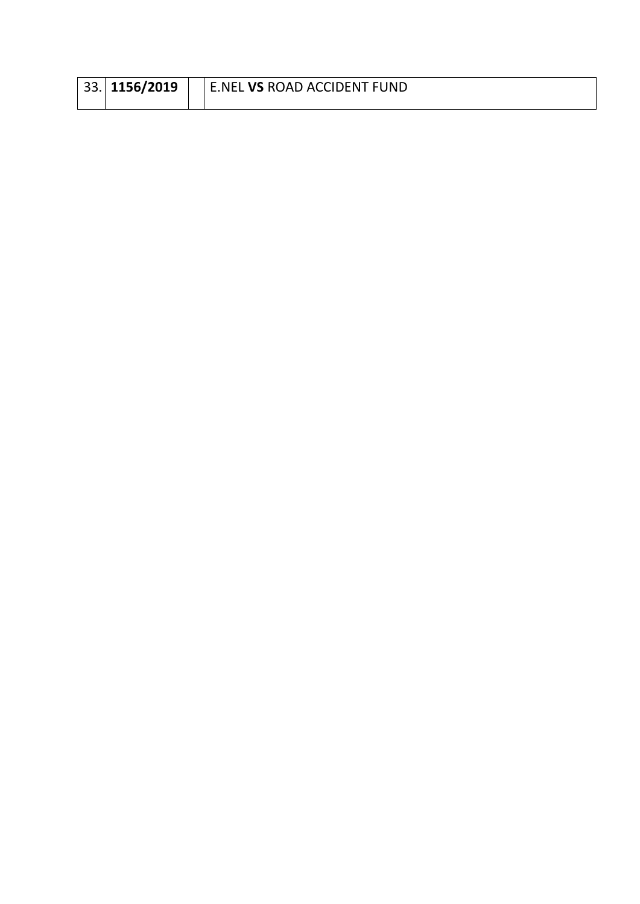| | | | |
|---|---|---|---|
| 33. | **1156/2019** | | E.NEL **VS** ROAD ACCIDENT FUND |